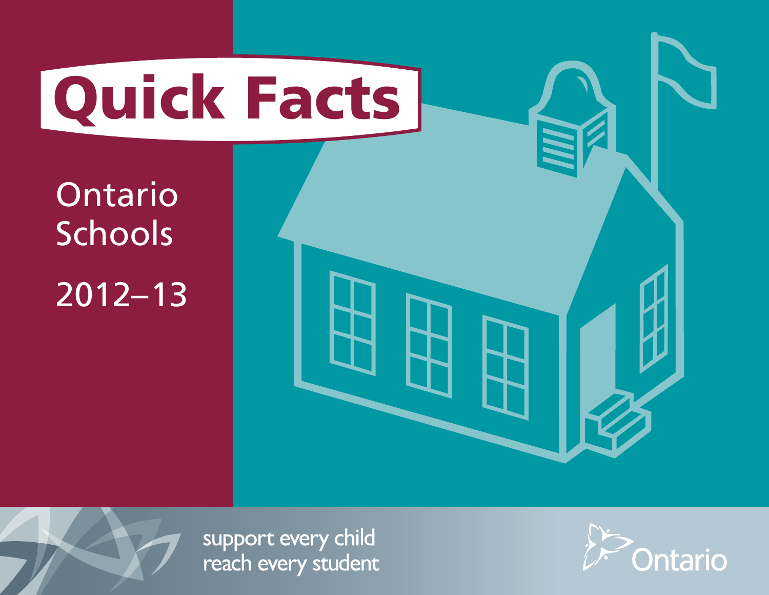# Quick Facts

## Ontario Schools

## 2012–13

support every child
reach every student

Ontario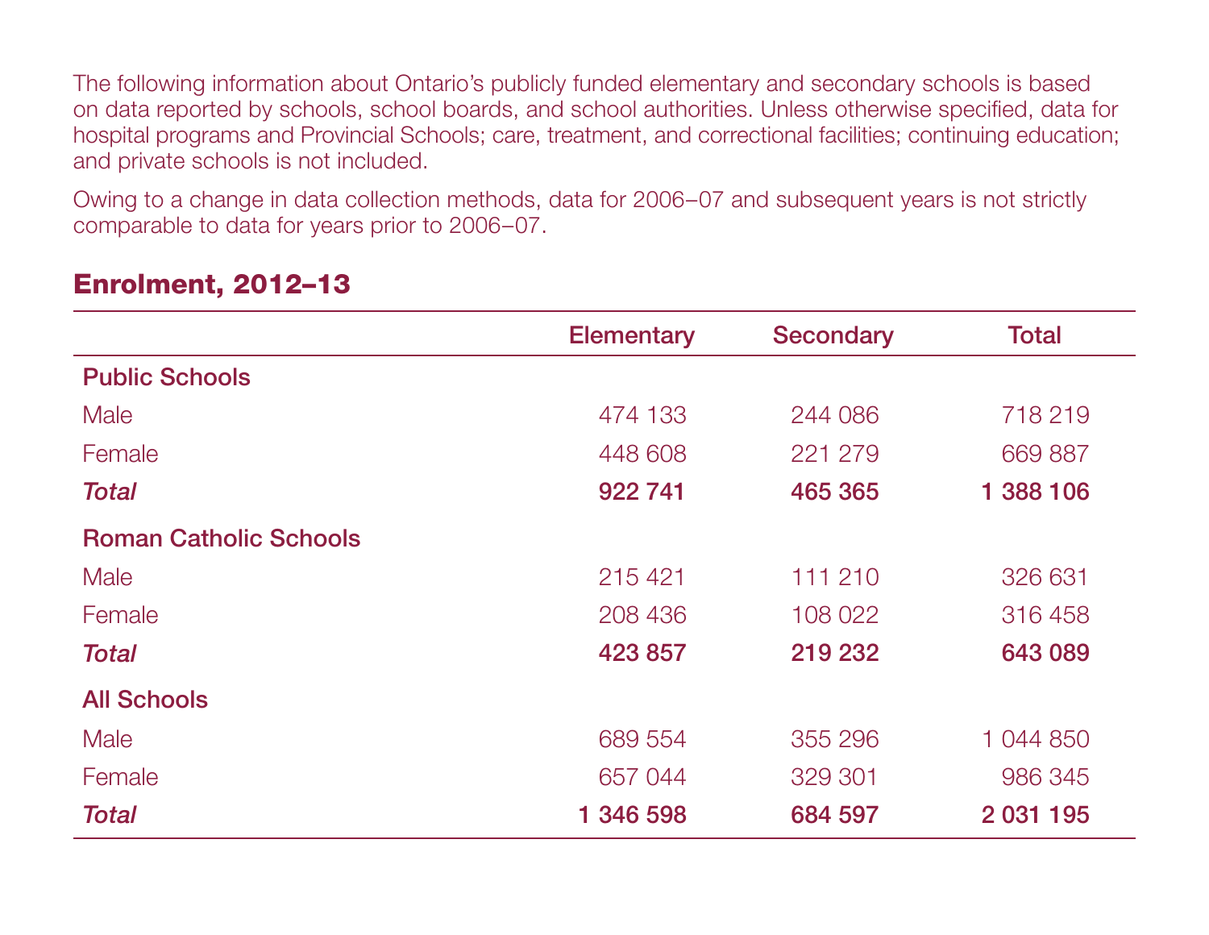The following information about Ontario's publicly funded elementary and secondary schools is based on data reported by schools, school boards, and school authorities. Unless otherwise specified, data for hospital programs and Provincial Schools; care, treatment, and correctional facilities; continuing education; and private schools is not included.

Owing to a change in data collection methods, data for 2006–07 and subsequent years is not strictly comparable to data for years prior to 2006–07.

## Enrolment, 2012–13

| | Elementary | Secondary | Total |
|---|---|---|---|
| **Public Schools** | | | |
| Male | 474 133 | 244 086 | 718 219 |
| Female | 448 608 | 221 279 | 669 887 |
| ***Total*** | **922 741** | **465 365** | **1 388 106** |
| **Roman Catholic Schools** | | | |
| Male | 215 421 | 111 210 | 326 631 |
| Female | 208 436 | 108 022 | 316 458 |
| ***Total*** | **423 857** | **219 232** | **643 089** |
| **All Schools** | | | |
| Male | 689 554 | 355 296 | 1 044 850 |
| Female | 657 044 | 329 301 | 986 345 |
| ***Total*** | **1 346 598** | **684 597** | **2 031 195** |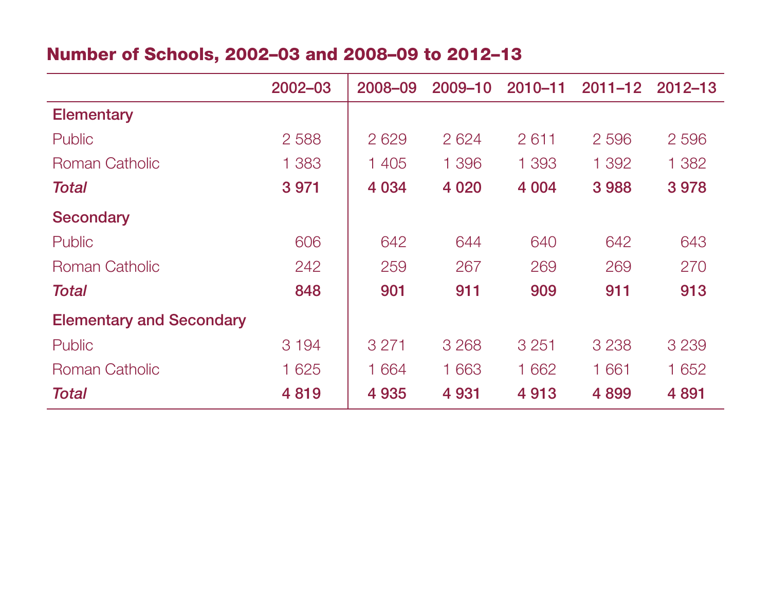## Number of Schools, 2002–03 and 2008–09 to 2012–13

| | 2002–03 | 2008–09 | 2009–10 | 2010–11 | 2011–12 | 2012–13 |
|---|---|---|---|---|---|---|
| **Elementary** | | | | | | |
| Public | 2 588 | 2 629 | 2 624 | 2 611 | 2 596 | 2 596 |
| Roman Catholic | 1 383 | 1 405 | 1 396 | 1 393 | 1 392 | 1 382 |
| ***Total*** | **3 971** | **4 034** | **4 020** | **4 004** | **3 988** | **3 978** |
| **Secondary** | | | | | | |
| Public | 606 | 642 | 644 | 640 | 642 | 643 |
| Roman Catholic | 242 | 259 | 267 | 269 | 269 | 270 |
| ***Total*** | **848** | **901** | **911** | **909** | **911** | **913** |
| **Elementary and Secondary** | | | | | | |
| Public | 3 194 | 3 271 | 3 268 | 3 251 | 3 238 | 3 239 |
| Roman Catholic | 1 625 | 1 664 | 1 663 | 1 662 | 1 661 | 1 652 |
| ***Total*** | **4 819** | **4 935** | **4 931** | **4 913** | **4 899** | **4 891** |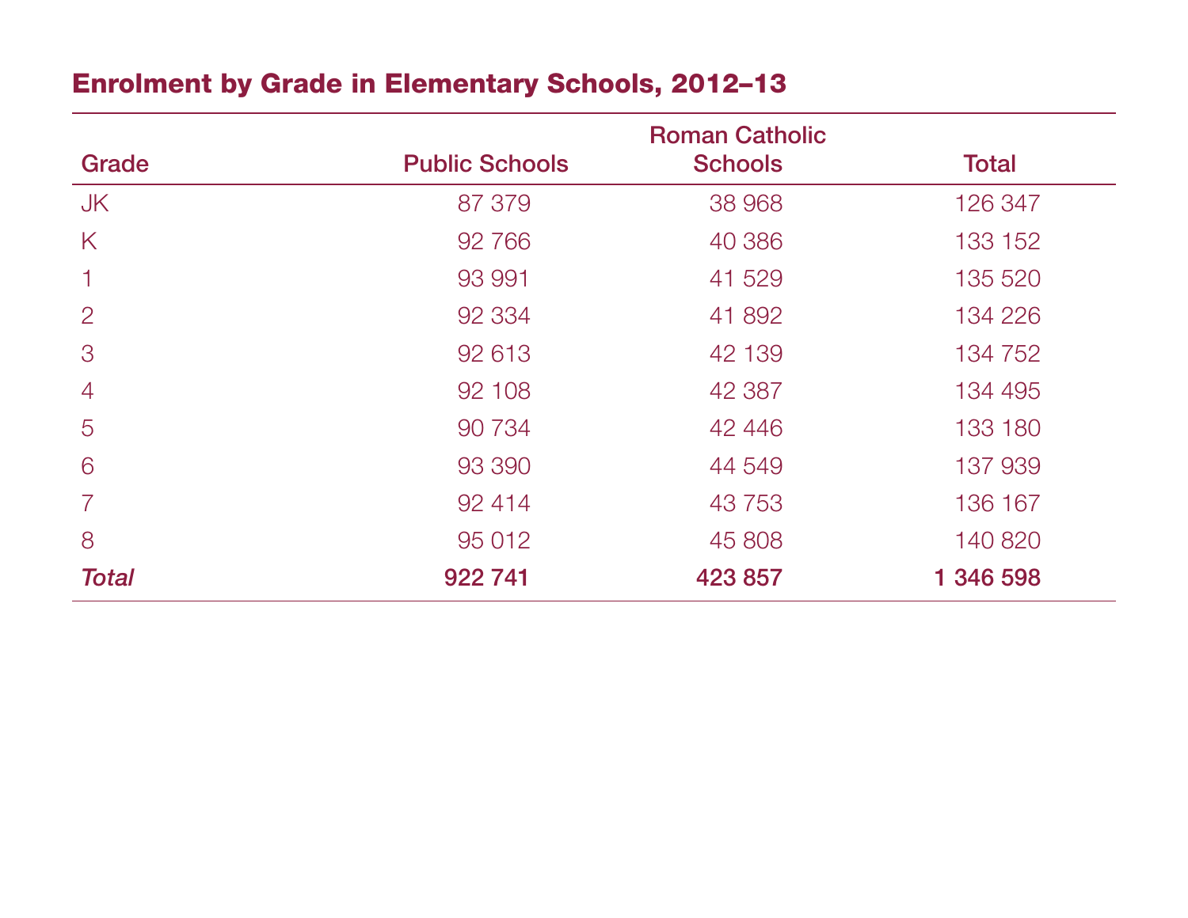## Enrolment by Grade in Elementary Schools, 2012–13

| Grade | Public Schools | Roman Catholic Schools | Total |
|---|---|---|---|
| JK | 87 379 | 38 968 | 126 347 |
| K | 92 766 | 40 386 | 133 152 |
| 1 | 93 991 | 41 529 | 135 520 |
| 2 | 92 334 | 41 892 | 134 226 |
| 3 | 92 613 | 42 139 | 134 752 |
| 4 | 92 108 | 42 387 | 134 495 |
| 5 | 90 734 | 42 446 | 133 180 |
| 6 | 93 390 | 44 549 | 137 939 |
| 7 | 92 414 | 43 753 | 136 167 |
| 8 | 95 012 | 45 808 | 140 820 |
| ***Total*** | **922 741** | **423 857** | **1 346 598** |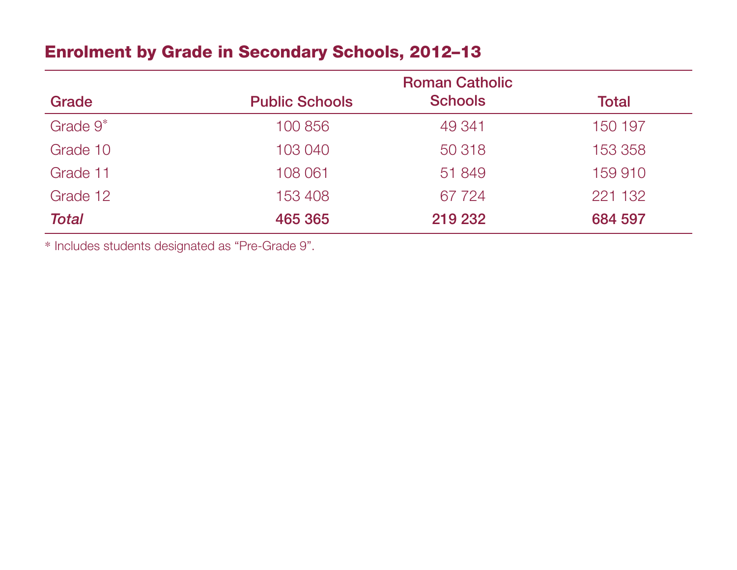## Enrolment by Grade in Secondary Schools, 2012–13

| Grade | Public Schools | Roman Catholic Schools | Total |
| --- | --- | --- | --- |
| Grade 9* | 100 856 | 49 341 | 150 197 |
| Grade 10 | 103 040 | 50 318 | 153 358 |
| Grade 11 | 108 061 | 51 849 | 159 910 |
| Grade 12 | 153 408 | 67 724 | 221 132 |
| ***Total*** | **465 365** | **219 232** | **684 597** |

* Includes students designated as “Pre-Grade 9”.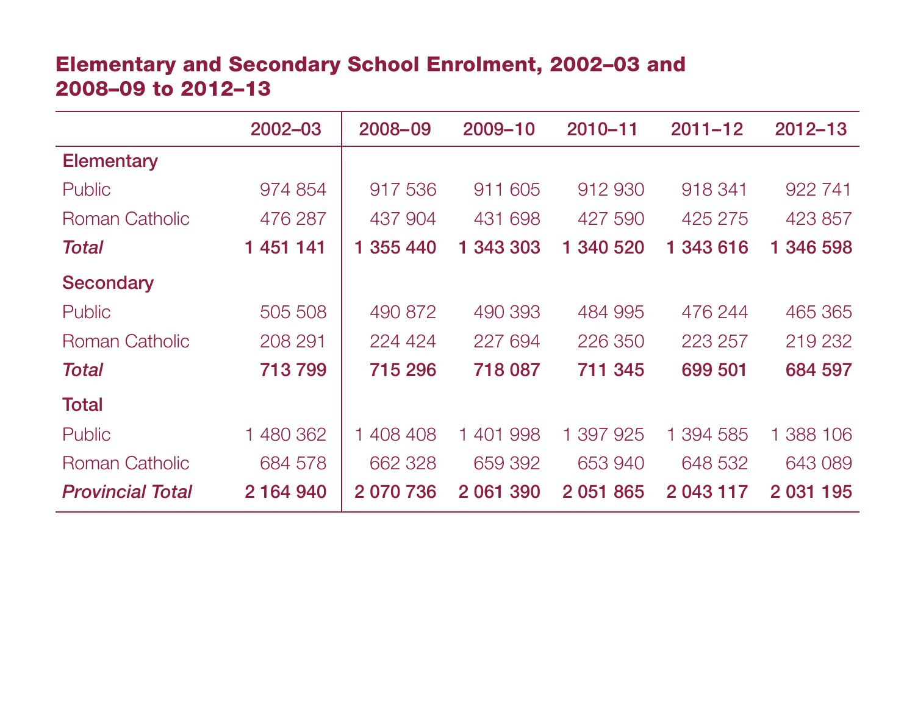## Elementary and Secondary School Enrolment, 2002–03 and 2008–09 to 2012–13

| | 2002–03 | 2008–09 | 2009–10 | 2010–11 | 2011–12 | 2012–13 |
|---|---|---|---|---|---|---|
| **Elementary** | | | | | | |
| Public | 974 854 | 917 536 | 911 605 | 912 930 | 918 341 | 922 741 |
| Roman Catholic | 476 287 | 437 904 | 431 698 | 427 590 | 425 275 | 423 857 |
| ***Total*** | **1 451 141** | **1 355 440** | **1 343 303** | **1 340 520** | **1 343 616** | **1 346 598** |
| **Secondary** | | | | | | |
| Public | 505 508 | 490 872 | 490 393 | 484 995 | 476 244 | 465 365 |
| Roman Catholic | 208 291 | 224 424 | 227 694 | 226 350 | 223 257 | 219 232 |
| ***Total*** | **713 799** | **715 296** | **718 087** | **711 345** | **699 501** | **684 597** |
| **Total** | | | | | | |
| Public | 1 480 362 | 1 408 408 | 1 401 998 | 1 397 925 | 1 394 585 | 1 388 106 |
| Roman Catholic | 684 578 | 662 328 | 659 392 | 653 940 | 648 532 | 643 089 |
| ***Provincial Total*** | **2 164 940** | **2 070 736** | **2 061 390** | **2 051 865** | **2 043 117** | **2 031 195** |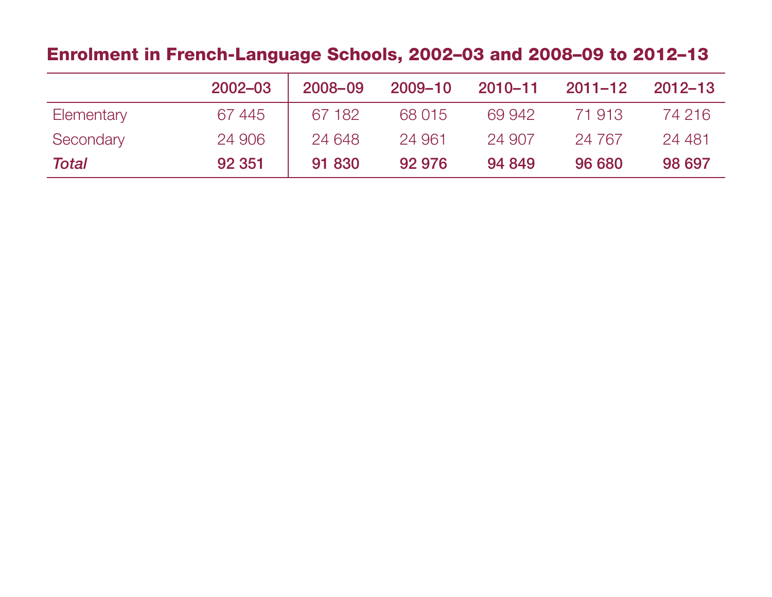## Enrolment in French-Language Schools, 2002–03 and 2008–09 to 2012–13

| | 2002–03 | 2008–09 | 2009–10 | 2010–11 | 2011–12 | 2012–13 |
|---|---|---|---|---|---|---|
| Elementary | 67 445 | 67 182 | 68 015 | 69 942 | 71 913 | 74 216 |
| Secondary | 24 906 | 24 648 | 24 961 | 24 907 | 24 767 | 24 481 |
| ***Total*** | **92 351** | **91 830** | **92 976** | **94 849** | **96 680** | **98 697** |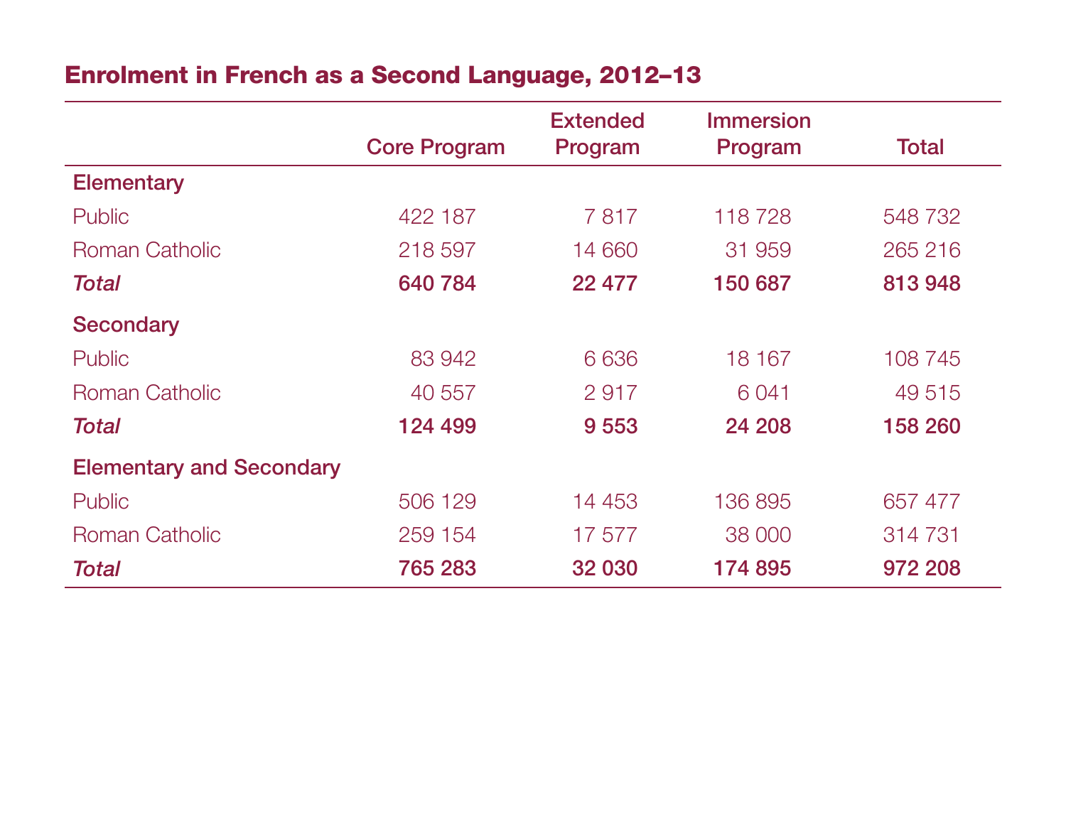## Enrolment in French as a Second Language, 2012–13

| | Core Program | Extended Program | Immersion Program | Total |
|---|---|---|---|---|
| **Elementary** | | | | |
| Public | 422 187 | 7 817 | 118 728 | 548 732 |
| Roman Catholic | 218 597 | 14 660 | 31 959 | 265 216 |
| ***Total*** | **640 784** | **22 477** | **150 687** | **813 948** |
| **Secondary** | | | | |
| Public | 83 942 | 6 636 | 18 167 | 108 745 |
| Roman Catholic | 40 557 | 2 917 | 6 041 | 49 515 |
| ***Total*** | **124 499** | **9 553** | **24 208** | **158 260** |
| **Elementary and Secondary** | | | | |
| Public | 506 129 | 14 453 | 136 895 | 657 477 |
| Roman Catholic | 259 154 | 17 577 | 38 000 | 314 731 |
| ***Total*** | **765 283** | **32 030** | **174 895** | **972 208** |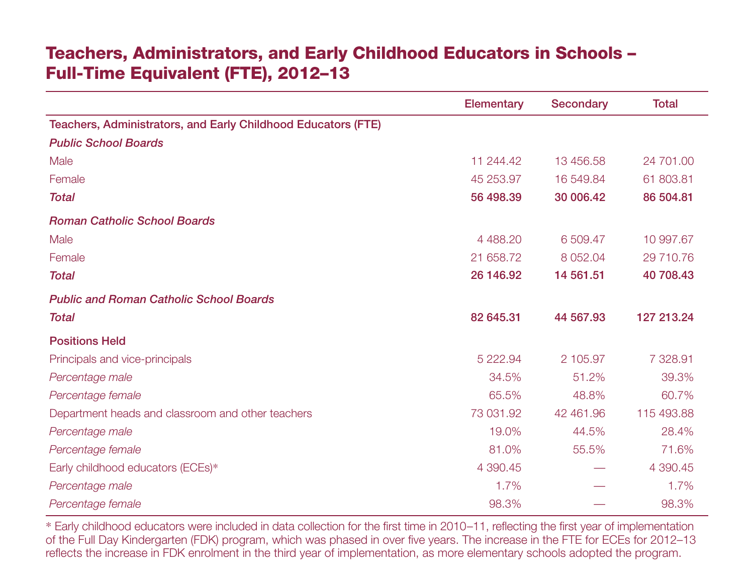## Teachers, Administrators, and Early Childhood Educators in Schools – Full-Time Equivalent (FTE), 2012–13

| | Elementary | Secondary | Total |
|---|---|---|---|
| **Teachers, Administrators, and Early Childhood Educators (FTE)** | | | |
| ***Public School Boards*** | | | |
| Male | 11 244.42 | 13 456.58 | 24 701.00 |
| Female | 45 253.97 | 16 549.84 | 61 803.81 |
| ***Total*** | **56 498.39** | **30 006.42** | **86 504.81** |
| ***Roman Catholic School Boards*** | | | |
| Male | 4 488.20 | 6 509.47 | 10 997.67 |
| Female | 21 658.72 | 8 052.04 | 29 710.76 |
| ***Total*** | **26 146.92** | **14 561.51** | **40 708.43** |
| ***Public and Roman Catholic School Boards*** | | | |
| ***Total*** | **82 645.31** | **44 567.93** | **127 213.24** |
| **Positions Held** | | | |
| Principals and vice-principals | 5 222.94 | 2 105.97 | 7 328.91 |
| *Percentage male* | 34.5% | 51.2% | 39.3% |
| *Percentage female* | 65.5% | 48.8% | 60.7% |
| Department heads and classroom and other teachers | 73 031.92 | 42 461.96 | 115 493.88 |
| *Percentage male* | 19.0% | 44.5% | 28.4% |
| *Percentage female* | 81.0% | 55.5% | 71.6% |
| Early childhood educators (ECEs)* | 4 390.45 | — | 4 390.45 |
| *Percentage male* | 1.7% | — | 1.7% |
| *Percentage female* | 98.3% | — | 98.3% |

* Early childhood educators were included in data collection for the first time in 2010–11, reflecting the first year of implementation of the Full Day Kindergarten (FDK) program, which was phased in over five years. The increase in the FTE for ECEs for 2012–13 reflects the increase in FDK enrolment in the third year of implementation, as more elementary schools adopted the program.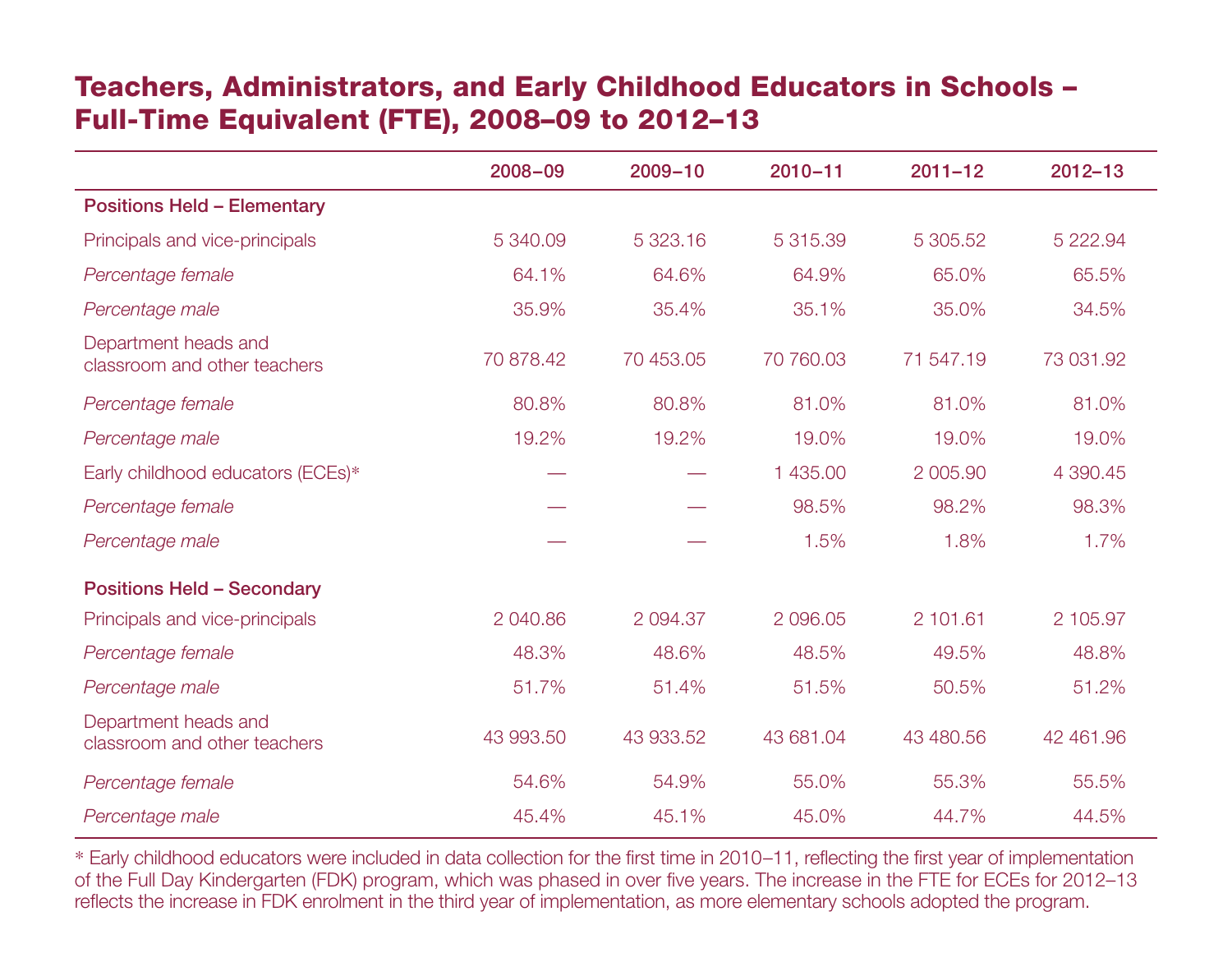## Teachers, Administrators, and Early Childhood Educators in Schools – Full-Time Equivalent (FTE), 2008–09 to 2012–13

| | 2008–09 | 2009–10 | 2010–11 | 2011–12 | 2012–13 |
|---|---|---|---|---|---|
| **Positions Held – Elementary** | | | | | |
| Principals and vice-principals | 5 340.09 | 5 323.16 | 5 315.39 | 5 305.52 | 5 222.94 |
| *Percentage female* | 64.1% | 64.6% | 64.9% | 65.0% | 65.5% |
| *Percentage male* | 35.9% | 35.4% | 35.1% | 35.0% | 34.5% |
| Department heads and classroom and other teachers | 70 878.42 | 70 453.05 | 70 760.03 | 71 547.19 | 73 031.92 |
| *Percentage female* | 80.8% | 80.8% | 81.0% | 81.0% | 81.0% |
| *Percentage male* | 19.2% | 19.2% | 19.0% | 19.0% | 19.0% |
| Early childhood educators (ECEs)* | — | — | 1 435.00 | 2 005.90 | 4 390.45 |
| *Percentage female* | — | — | 98.5% | 98.2% | 98.3% |
| *Percentage male* | — | — | 1.5% | 1.8% | 1.7% |
| **Positions Held – Secondary** | | | | | |
| Principals and vice-principals | 2 040.86 | 2 094.37 | 2 096.05 | 2 101.61 | 2 105.97 |
| *Percentage female* | 48.3% | 48.6% | 48.5% | 49.5% | 48.8% |
| *Percentage male* | 51.7% | 51.4% | 51.5% | 50.5% | 51.2% |
| Department heads and classroom and other teachers | 43 993.50 | 43 933.52 | 43 681.04 | 43 480.56 | 42 461.96 |
| *Percentage female* | 54.6% | 54.9% | 55.0% | 55.3% | 55.5% |
| *Percentage male* | 45.4% | 45.1% | 45.0% | 44.7% | 44.5% |

* Early childhood educators were included in data collection for the first time in 2010–11, reflecting the first year of implementation of the Full Day Kindergarten (FDK) program, which was phased in over five years. The increase in the FTE for ECEs for 2012–13 reflects the increase in FDK enrolment in the third year of implementation, as more elementary schools adopted the program.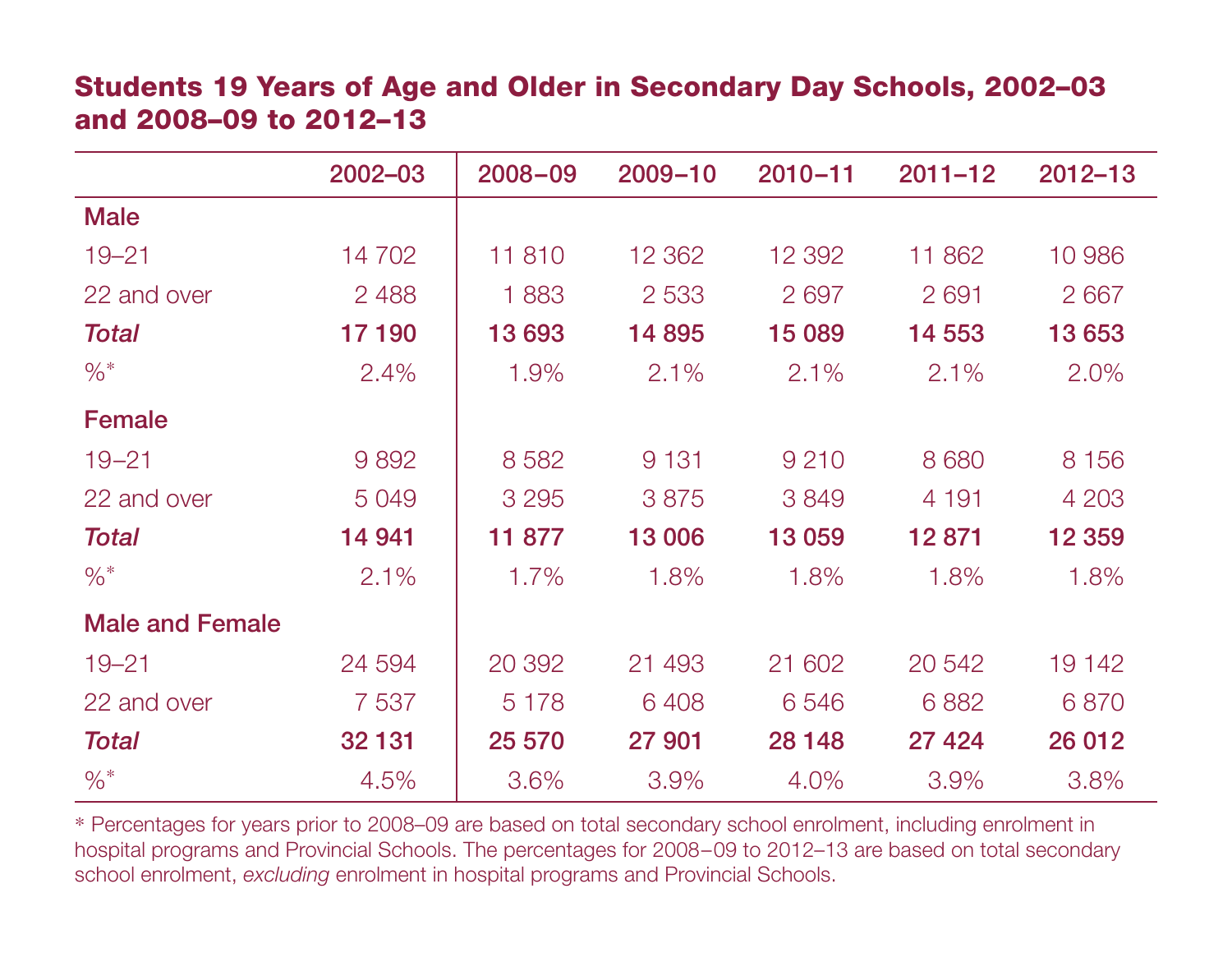## Students 19 Years of Age and Older in Secondary Day Schools, 2002–03 and 2008–09 to 2012–13

| | 2002–03 | 2008–09 | 2009–10 | 2010–11 | 2011–12 | 2012–13 |
|---|---|---|---|---|---|---|
| **Male** | | | | | | |
| 19–21 | 14 702 | 11 810 | 12 362 | 12 392 | 11 862 | 10 986 |
| 22 and over | 2 488 | 1 883 | 2 533 | 2 697 | 2 691 | 2 667 |
| ***Total*** | **17 190** | **13 693** | **14 895** | **15 089** | **14 553** | **13 653** |
| %* | 2.4% | 1.9% | 2.1% | 2.1% | 2.1% | 2.0% |
| **Female** | | | | | | |
| 19–21 | 9 892 | 8 582 | 9 131 | 9 210 | 8 680 | 8 156 |
| 22 and over | 5 049 | 3 295 | 3 875 | 3 849 | 4 191 | 4 203 |
| ***Total*** | **14 941** | **11 877** | **13 006** | **13 059** | **12 871** | **12 359** |
| %* | 2.1% | 1.7% | 1.8% | 1.8% | 1.8% | 1.8% |
| **Male and Female** | | | | | | |
| 19–21 | 24 594 | 20 392 | 21 493 | 21 602 | 20 542 | 19 142 |
| 22 and over | 7 537 | 5 178 | 6 408 | 6 546 | 6 882 | 6 870 |
| ***Total*** | **32 131** | **25 570** | **27 901** | **28 148** | **27 424** | **26 012** |
| %* | 4.5% | 3.6% | 3.9% | 4.0% | 3.9% | 3.8% |

* Percentages for years prior to 2008–09 are based on total secondary school enrolment, including enrolment in hospital programs and Provincial Schools. The percentages for 2008–09 to 2012–13 are based on total secondary school enrolment, *excluding* enrolment in hospital programs and Provincial Schools.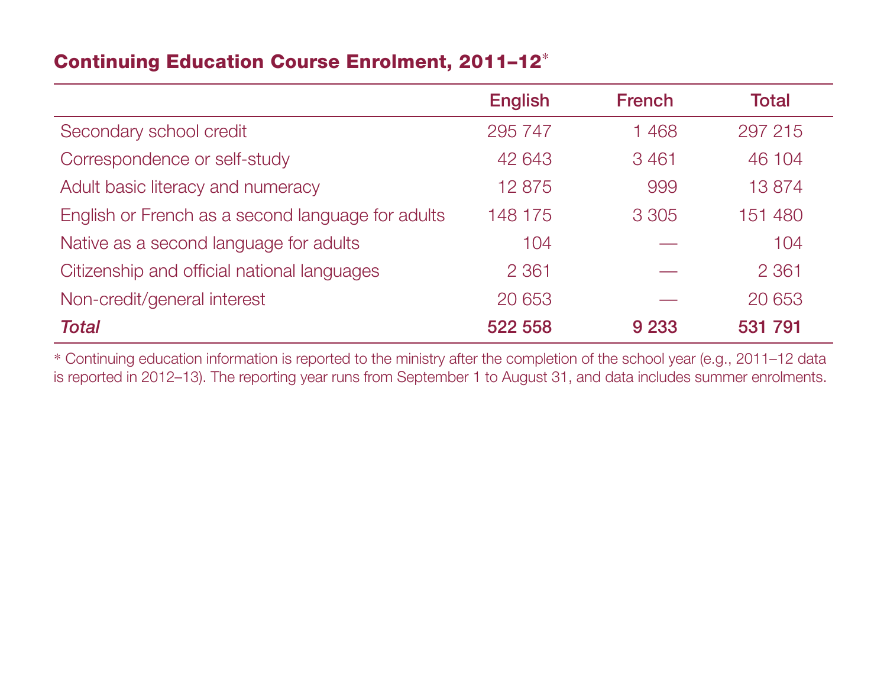## Continuing Education Course Enrolment, 2011–12*

| | English | French | Total |
|---|---|---|---|
| Secondary school credit | 295 747 | 1 468 | 297 215 |
| Correspondence or self-study | 42 643 | 3 461 | 46 104 |
| Adult basic literacy and numeracy | 12 875 | 999 | 13 874 |
| English or French as a second language for adults | 148 175 | 3 305 | 151 480 |
| Native as a second language for adults | 104 | — | 104 |
| Citizenship and official national languages | 2 361 | — | 2 361 |
| Non-credit/general interest | 20 653 | — | 20 653 |
| ***Total*** | **522 558** | **9 233** | **531 791** |

* Continuing education information is reported to the ministry after the completion of the school year (e.g., 2011–12 data is reported in 2012–13). The reporting year runs from September 1 to August 31, and data includes summer enrolments.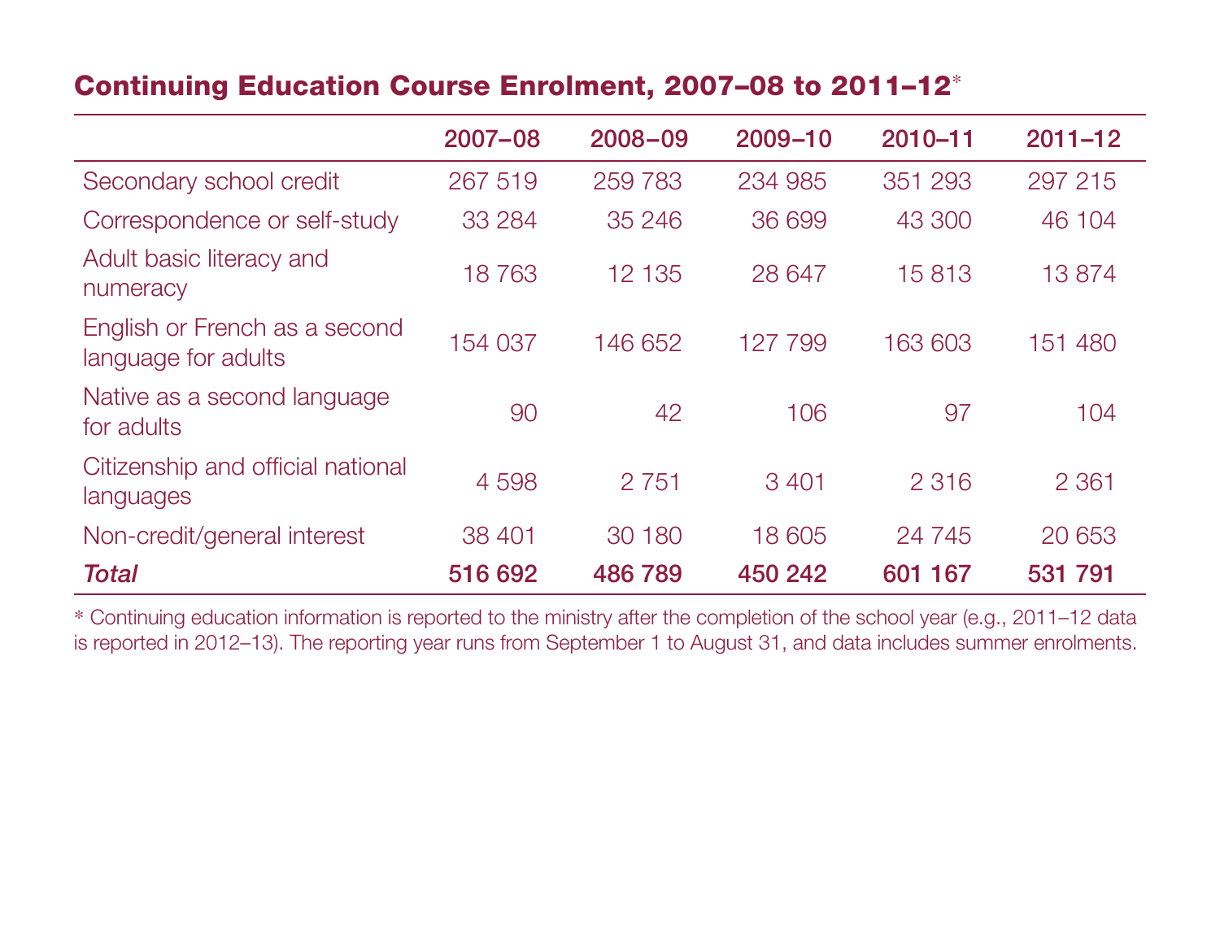## Continuing Education Course Enrolment, 2007–08 to 2011–12*

| | 2007–08 | 2008–09 | 2009–10 | 2010–11 | 2011–12 |
|---|---|---|---|---|---|
| Secondary school credit | 267 519 | 259 783 | 234 985 | 351 293 | 297 215 |
| Correspondence or self-study | 33 284 | 35 246 | 36 699 | 43 300 | 46 104 |
| Adult basic literacy and numeracy | 18 763 | 12 135 | 28 647 | 15 813 | 13 874 |
| English or French as a second language for adults | 154 037 | 146 652 | 127 799 | 163 603 | 151 480 |
| Native as a second language for adults | 90 | 42 | 106 | 97 | 104 |
| Citizenship and official national languages | 4 598 | 2 751 | 3 401 | 2 316 | 2 361 |
| Non-credit/general interest | 38 401 | 30 180 | 18 605 | 24 745 | 20 653 |
| ***Total*** | **516 692** | **486 789** | **450 242** | **601 167** | **531 791** |

* Continuing education information is reported to the ministry after the completion of the school year (e.g., 2011–12 data is reported in 2012–13). The reporting year runs from September 1 to August 31, and data includes summer enrolments.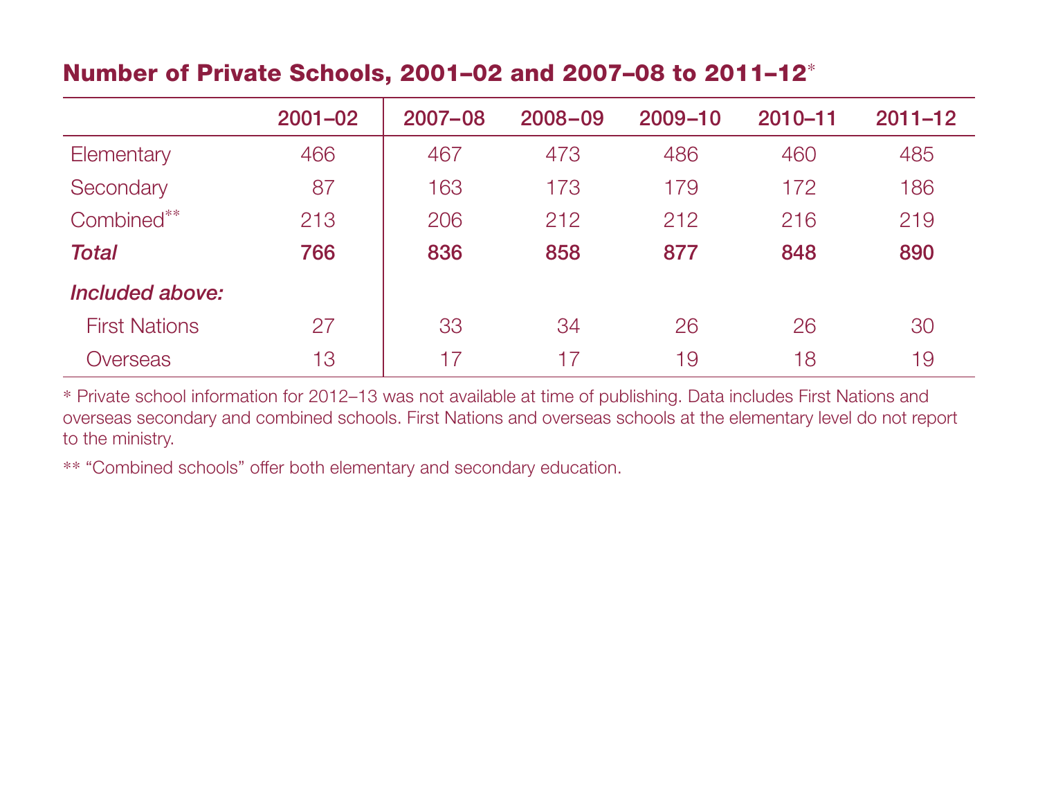## Number of Private Schools, 2001–02 and 2007–08 to 2011–12*

| | 2001–02 | 2007–08 | 2008–09 | 2009–10 | 2010–11 | 2011–12 |
|---|---|---|---|---|---|---|
| Elementary | 466 | 467 | 473 | 486 | 460 | 485 |
| Secondary | 87 | 163 | 173 | 179 | 172 | 186 |
| Combined** | 213 | 206 | 212 | 212 | 216 | 219 |
| ***Total*** | **766** | **836** | **858** | **877** | **848** | **890** |
| ***Included above:*** | | | | | | |
| First Nations | 27 | 33 | 34 | 26 | 26 | 30 |
| Overseas | 13 | 17 | 17 | 19 | 18 | 19 |

* Private school information for 2012–13 was not available at time of publishing. Data includes First Nations and overseas secondary and combined schools. First Nations and overseas schools at the elementary level do not report to the ministry.

** "Combined schools" offer both elementary and secondary education.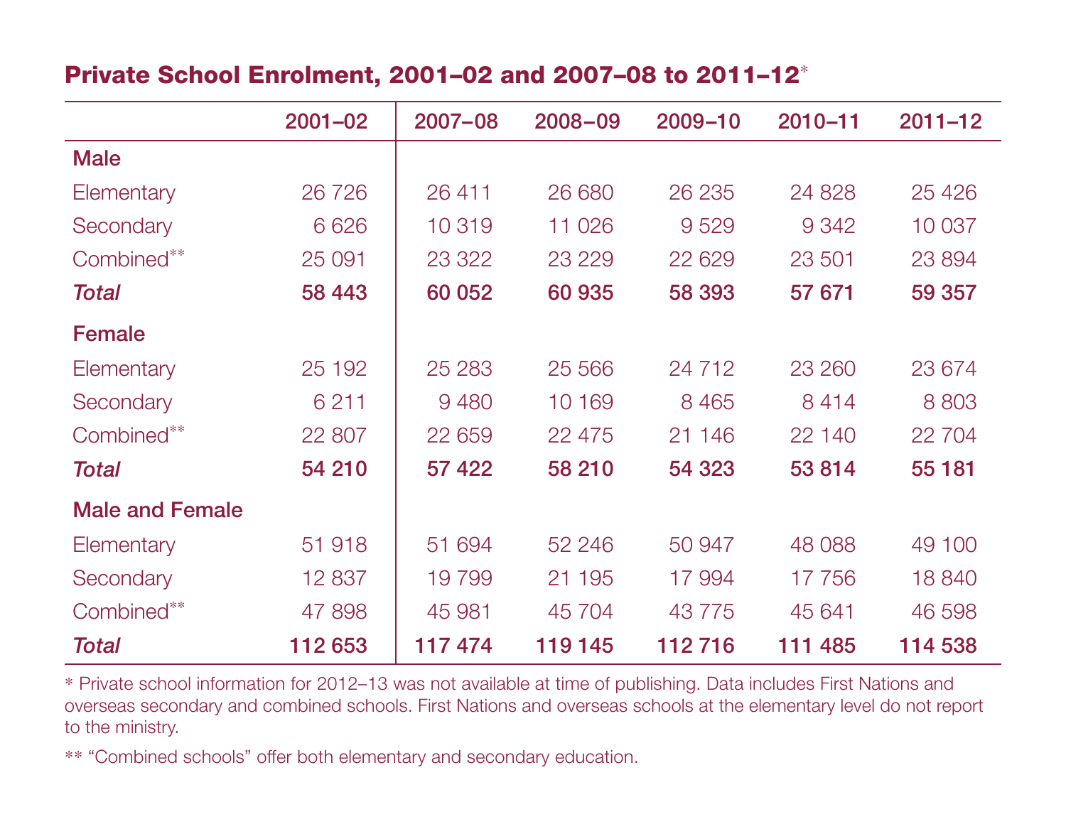## Private School Enrolment, 2001–02 and 2007–08 to 2011–12*

| | 2001–02 | 2007–08 | 2008–09 | 2009–10 | 2010–11 | 2011–12 |
|---|---|---|---|---|---|---|
| **Male** | | | | | | |
| Elementary | 26 726 | 26 411 | 26 680 | 26 235 | 24 828 | 25 426 |
| Secondary | 6 626 | 10 319 | 11 026 | 9 529 | 9 342 | 10 037 |
| Combined** | 25 091 | 23 322 | 23 229 | 22 629 | 23 501 | 23 894 |
| ***Total*** | **58 443** | **60 052** | **60 935** | **58 393** | **57 671** | **59 357** |
| **Female** | | | | | | |
| Elementary | 25 192 | 25 283 | 25 566 | 24 712 | 23 260 | 23 674 |
| Secondary | 6 211 | 9 480 | 10 169 | 8 465 | 8 414 | 8 803 |
| Combined** | 22 807 | 22 659 | 22 475 | 21 146 | 22 140 | 22 704 |
| ***Total*** | **54 210** | **57 422** | **58 210** | **54 323** | **53 814** | **55 181** |
| **Male and Female** | | | | | | |
| Elementary | 51 918 | 51 694 | 52 246 | 50 947 | 48 088 | 49 100 |
| Secondary | 12 837 | 19 799 | 21 195 | 17 994 | 17 756 | 18 840 |
| Combined** | 47 898 | 45 981 | 45 704 | 43 775 | 45 641 | 46 598 |
| ***Total*** | **112 653** | **117 474** | **119 145** | **112 716** | **111 485** | **114 538** |

* Private school information for 2012–13 was not available at time of publishing. Data includes First Nations and overseas secondary and combined schools. First Nations and overseas schools at the elementary level do not report to the ministry.

** "Combined schools" offer both elementary and secondary education.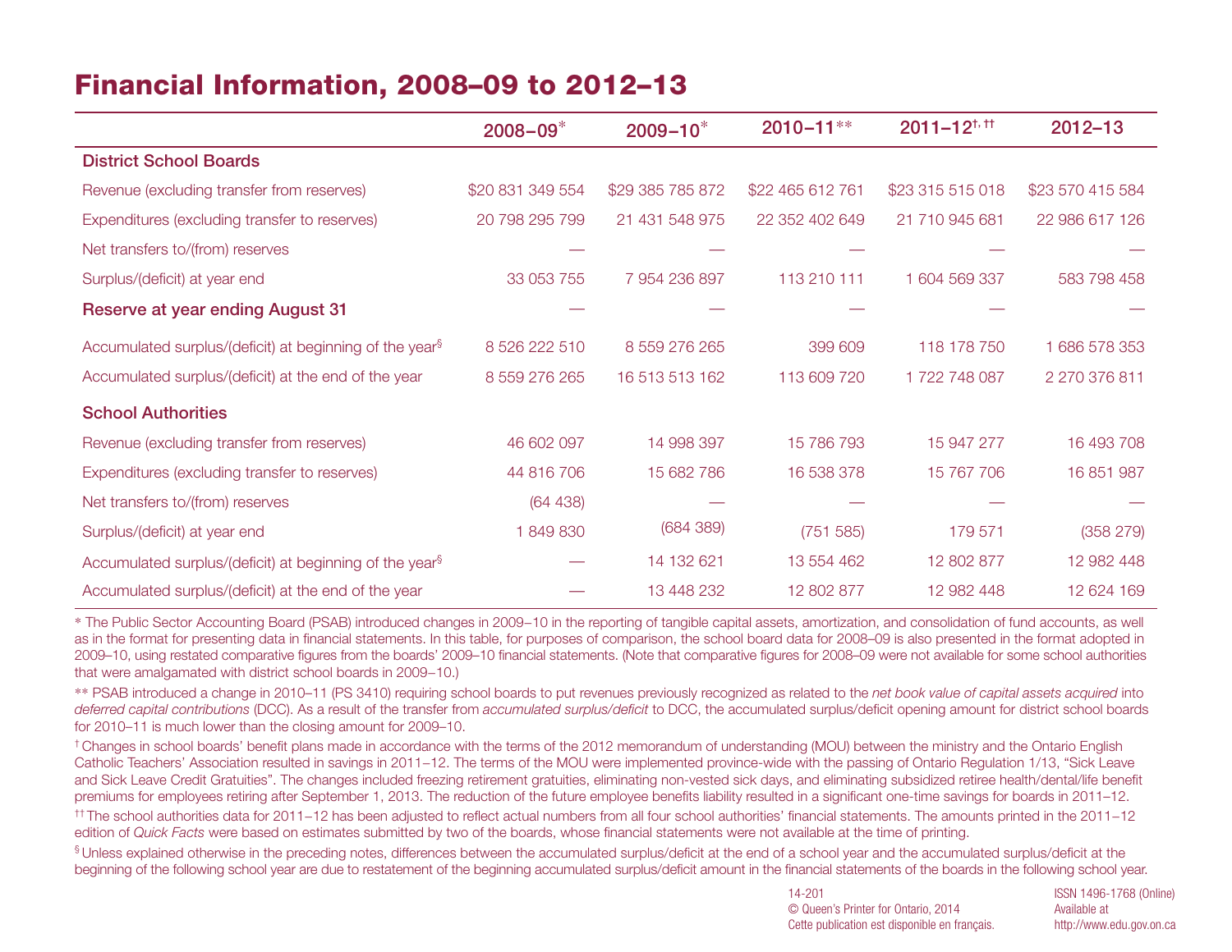# Financial Information, 2008–09 to 2012–13

| | 2008–09* | 2009–10* | 2010–11** | 2011–12†, †† | 2012–13 |
|---|---|---|---|---|---|
| **District School Boards** | | | | | |
| Revenue (excluding transfer from reserves) | $20 831 349 554 | $29 385 785 872 | $22 465 612 761 | $23 315 515 018 | $23 570 415 584 |
| Expenditures (excluding transfer to reserves) | 20 798 295 799 | 21 431 548 975 | 22 352 402 649 | 21 710 945 681 | 22 986 617 126 |
| Net transfers to/(from) reserves | — | — | — | — | — |
| Surplus/(deficit) at year end | 33 053 755 | 7 954 236 897 | 113 210 111 | 1 604 569 337 | 583 798 458 |
| **Reserve at year ending August 31** | — | — | — | — | — |
| Accumulated surplus/(deficit) at beginning of the year§ | 8 526 222 510 | 8 559 276 265 | 399 609 | 118 178 750 | 1 686 578 353 |
| Accumulated surplus/(deficit) at the end of the year | 8 559 276 265 | 16 513 513 162 | 113 609 720 | 1 722 748 087 | 2 270 376 811 |
| **School Authorities** | | | | | |
| Revenue (excluding transfer from reserves) | 46 602 097 | 14 998 397 | 15 786 793 | 15 947 277 | 16 493 708 |
| Expenditures (excluding transfer to reserves) | 44 816 706 | 15 682 786 | 16 538 378 | 15 767 706 | 16 851 987 |
| Net transfers to/(from) reserves | (64 438) | — | — | — | — |
| Surplus/(deficit) at year end | 1 849 830 | (684 389) | (751 585) | 179 571 | (358 279) |
| Accumulated surplus/(deficit) at beginning of the year§ | — | 14 132 621 | 13 554 462 | 12 802 877 | 12 982 448 |
| Accumulated surplus/(deficit) at the end of the year | — | 13 448 232 | 12 802 877 | 12 982 448 | 12 624 169 |

* The Public Sector Accounting Board (PSAB) introduced changes in 2009–10 in the reporting of tangible capital assets, amortization, and consolidation of fund accounts, as well as in the format for presenting data in financial statements. In this table, for purposes of comparison, the school board data for 2008–09 is also presented in the format adopted in 2009–10, using restated comparative figures from the boards' 2009–10 financial statements. (Note that comparative figures for 2008–09 were not available for some school authorities that were amalgamated with district school boards in 2009–10.)

** PSAB introduced a change in 2010–11 (PS 3410) requiring school boards to put revenues previously recognized as related to the *net book value of capital assets acquired* into *deferred capital contributions* (DCC). As a result of the transfer from *accumulated surplus/deficit* to DCC, the accumulated surplus/deficit opening amount for district school boards for 2010–11 is much lower than the closing amount for 2009–10.

† Changes in school boards' benefit plans made in accordance with the terms of the 2012 memorandum of understanding (MOU) between the ministry and the Ontario English Catholic Teachers' Association resulted in savings in 2011–12. The terms of the MOU were implemented province-wide with the passing of Ontario Regulation 1/13, "Sick Leave and Sick Leave Credit Gratuities". The changes included freezing retirement gratuities, eliminating non-vested sick days, and eliminating subsidized retiree health/dental/life benefit premiums for employees retiring after September 1, 2013. The reduction of the future employee benefits liability resulted in a significant one-time savings for boards in 2011–12.

†† The school authorities data for 2011–12 has been adjusted to reflect actual numbers from all four school authorities' financial statements. The amounts printed in the 2011–12 edition of *Quick Facts* were based on estimates submitted by two of the boards, whose financial statements were not available at the time of printing.

§ Unless explained otherwise in the preceding notes, differences between the accumulated surplus/deficit at the end of a school year and the accumulated surplus/deficit at the beginning of the following school year are due to restatement of the beginning accumulated surplus/deficit amount in the financial statements of the boards in the following school year.

14-201
© Queen's Printer for Ontario, 2014
Cette publication est disponible en français.

ISSN 1496-1768 (Online)
Available at
http://www.edu.gov.on.ca